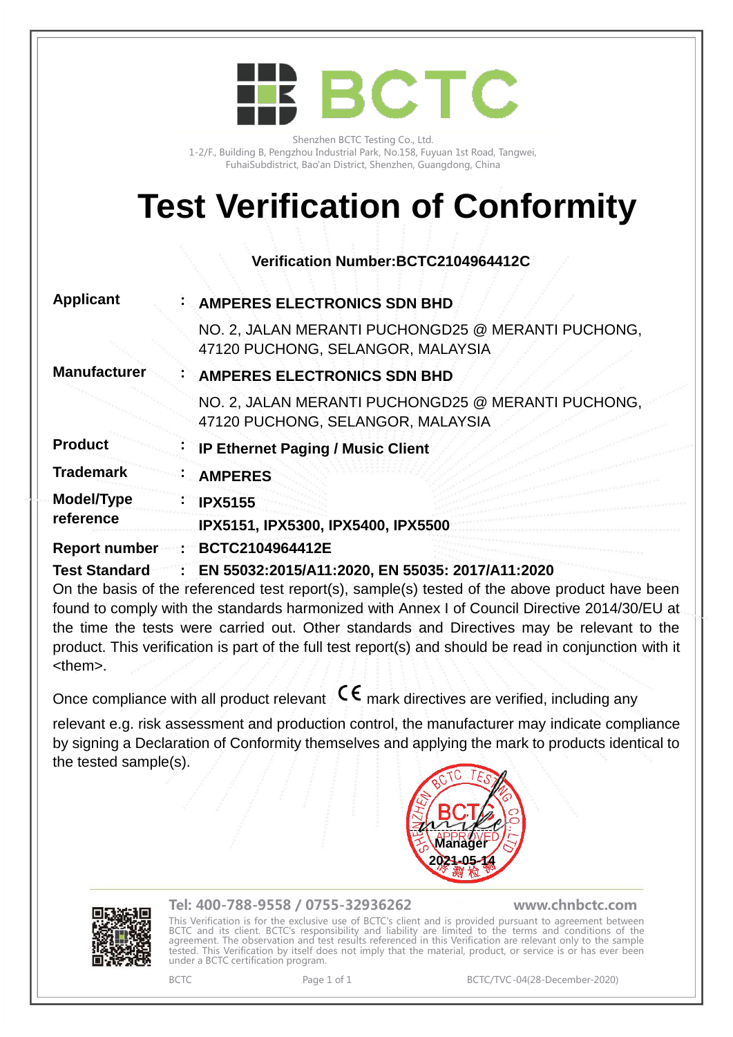# BCTC

Shenzhen BCTC Testing Co., Ltd.
1-2/F., Building B, Pengzhou Industrial Park, No.158, Fuyuan 1st Road, Tangwei,
FuhaiSubdistrict, Bao'an District, Shenzhen, Guangdong, China

# Test Verification of Conformity

**Verification Number:BCTC2104964412C**

**Applicant** : **AMPERES ELECTRONICS SDN BHD**
NO. 2, JALAN MERANTI PUCHONGD25 @ MERANTI PUCHONG, 47120 PUCHONG, SELANGOR, MALAYSIA

**Manufacturer** : **AMPERES ELECTRONICS SDN BHD**
NO. 2, JALAN MERANTI PUCHONGD25 @ MERANTI PUCHONG, 47120 PUCHONG, SELANGOR, MALAYSIA

**Product** : **IP Ethernet Paging / Music Client**

**Trademark** : **AMPERES**

**Model/Type reference** : **IPX5155**
**IPX5151, IPX5300, IPX5400, IPX5500**

**Report number** : **BCTC2104964412E**

**Test Standard** : **EN 55032:2015/A11:2020, EN 55035: 2017/A11:2020**

On the basis of the referenced test report(s), sample(s) tested of the above product have been found to comply with the standards harmonized with Annex I of Council Directive 2014/30/EU at the time the tests were carried out. Other standards and Directives may be relevant to the product. This verification is part of the full test report(s) and should be read in conjunction with it <them>.

Once compliance with all product relevant CE mark directives are verified, including any relevant e.g. risk assessment and production control, the manufacturer may indicate compliance by signing a Declaration of Conformity themselves and applying the mark to products identical to the tested sample(s).

SHENZHEN BCTC TESTING CO.,LTD. BCTC APPROVED
Manager
2021-05-14

**Tel: 400-788-9558 / 0755-32936262** **www.chnbctc.com**

This Verification is for the exclusive use of BCTC's client and is provided pursuant to agreement between BCTC and its client. BCTC's responsibility and liability are limited to the terms and conditions of the agreement. The observation and test results referenced in this Verification are relevant only to the sample tested. This Verification by itself does not imply that the material, product, or service is or has ever been under a BCTC certification program.

BCTC BCTC/TVC-04(28-December-2020)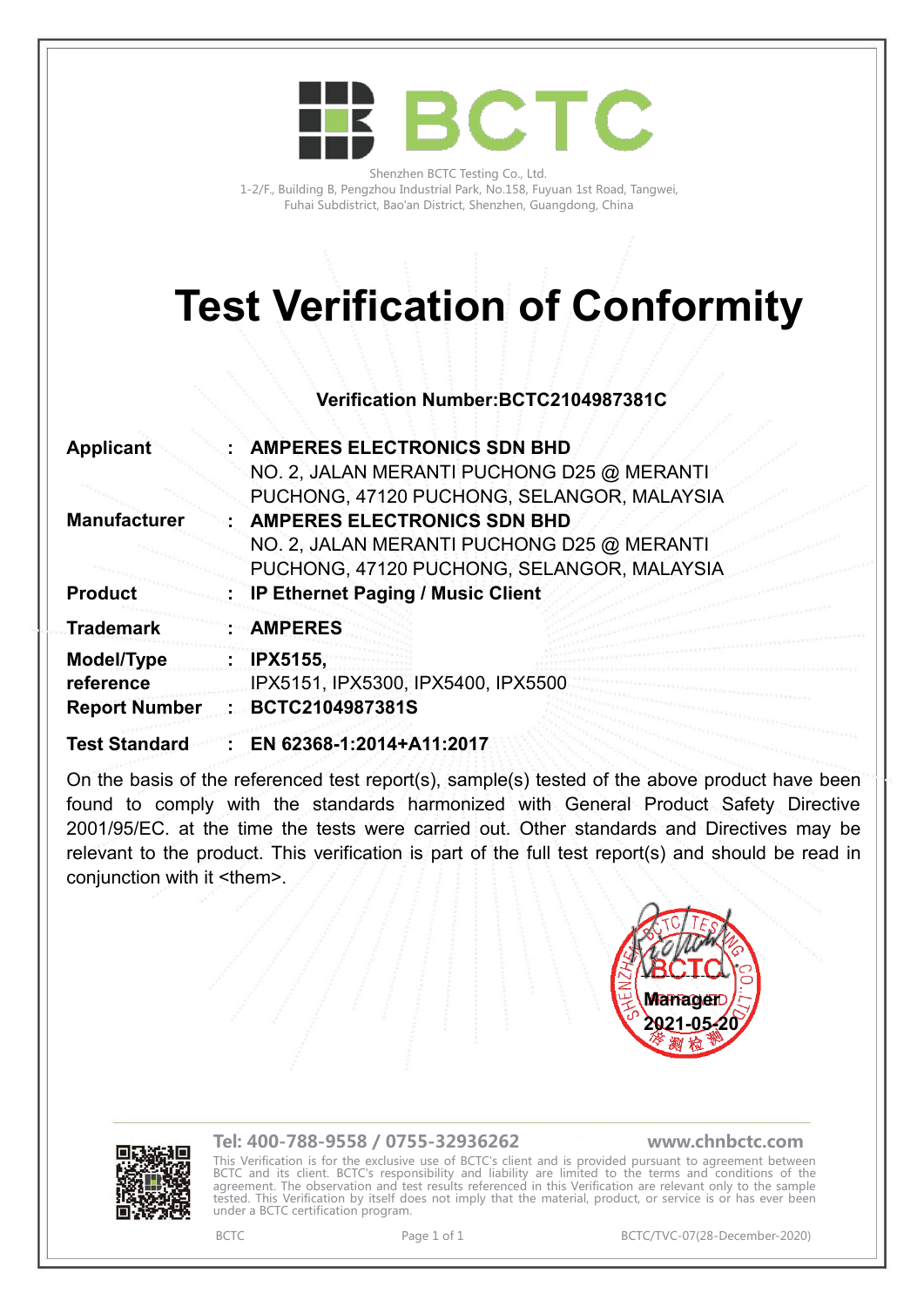BCTC

Shenzhen BCTC Testing Co., Ltd.
1-2/F., Building B, Pengzhou Industrial Park, No.158, Fuyuan 1st Road, Tangwei, Fuhai Subdistrict, Bao'an District, Shenzhen, Guangdong, China

# Test Verification of Conformity

**Verification Number:BCTC2104987381C**

| | | |
|---|---|---|
| **Applicant** | : | **AMPERES ELECTRONICS SDN BHD**<br>NO. 2, JALAN MERANTI PUCHONG D25 @ MERANTI PUCHONG, 47120 PUCHONG, SELANGOR, MALAYSIA |
| **Manufacturer** | : | **AMPERES ELECTRONICS SDN BHD**<br>NO. 2, JALAN MERANTI PUCHONG D25 @ MERANTI PUCHONG, 47120 PUCHONG, SELANGOR, MALAYSIA |
| **Product** | : | **IP Ethernet Paging / Music Client** |
| **Trademark** | : | **AMPERES** |
| **Model/Type reference** | : | **IPX5155,**<br>IPX5151, IPX5300, IPX5400, IPX5500 |
| **Report Number** | : | **BCTC2104987381S** |
| **Test Standard** | : | **EN 62368-1:2014+A11:2017** |

On the basis of the referenced test report(s), sample(s) tested of the above product have been found to comply with the standards harmonized with General Product Safety Directive 2001/95/EC. at the time the tests were carried out. Other standards and Directives may be relevant to the product. This verification is part of the full test report(s) and should be read in conjunction with it <them>.

SHENZHEN BCTC TESTING CO., LTD.
BCTC
Manager
2021-05-20

**Tel: 400-788-9558 / 0755-32936262** **www.chnbctc.com**

This Verification is for the exclusive use of BCTC's client and is provided pursuant to agreement between BCTC and its client. BCTC's responsibility and liability are limited to the terms and conditions of the agreement. The observation and test results referenced in this Verification are relevant only to the sample tested. This Verification by itself does not imply that the material, product, or service is or has ever been under a BCTC certification program.

BCTC BCTC/TVC-07(28-December-2020)